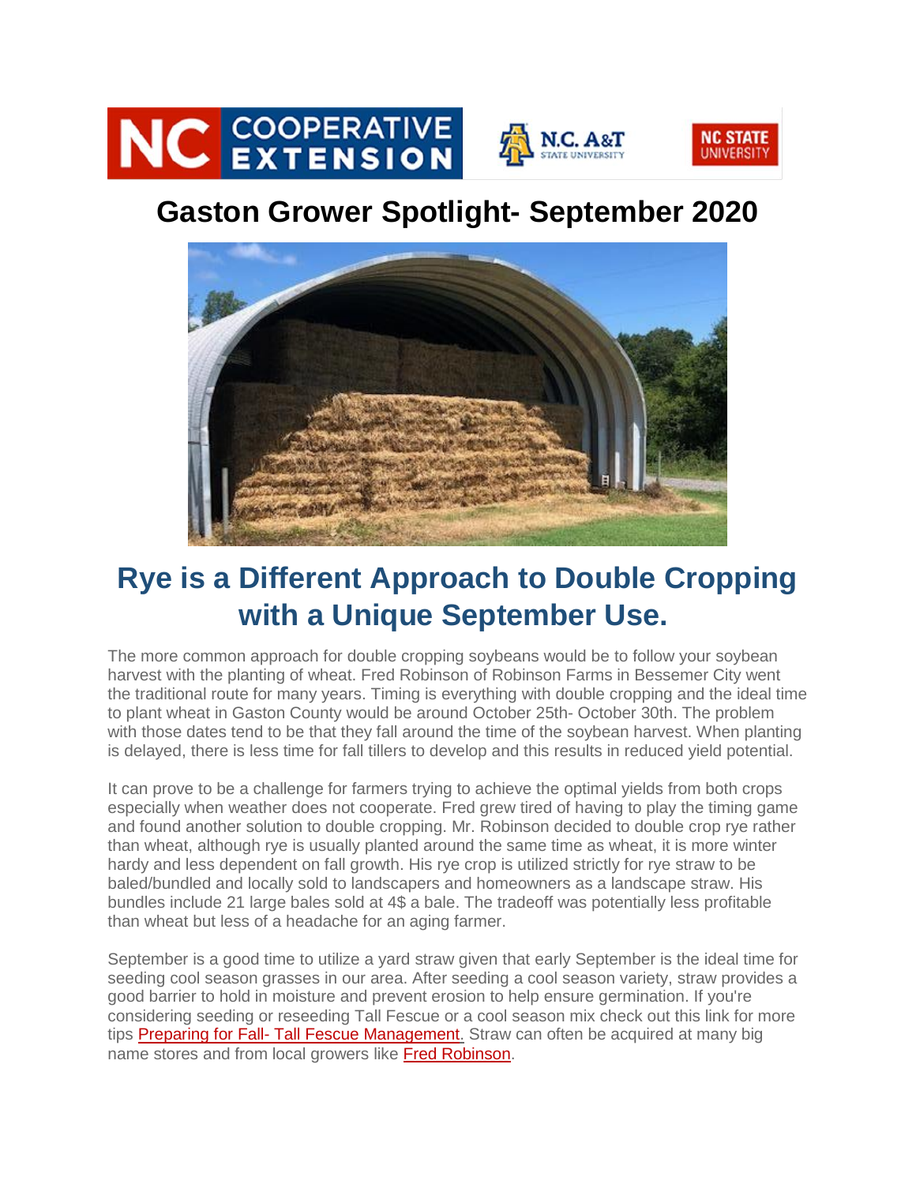# Gaston Grower Spotlight- September 2020

## Rye is a Different Approach to Double Cropping with a Unique September Use.

The more common approach for double cropping soybeans would be to follow your soybean harvest with the planting of wheat. Fred Robinson of Robinson Farms in Bessemer City went the traditional route for many years. Timing is everything with double cropping and the ideal time to plant wheat in Gaston County would be around October 25th- October 30th. The problem with those dates tend to be that they fall around the time of the soybean harvest. When planting is delayed, there is less time for fall tillers to develop and this results in reduced yield potential.

It can prove to be a challenge for farmers trying to achieve the optimal yields from both crops especially when weather does not cooperate. Fred grew tired of having to play the timing game and found another solution to double cropping. Mr. Robinson decided to double crop rye rather than wheat, although rye is usually planted around the same time as wheat, it is more winter hardy and less dependent on fall growth. His rye crop is utilized strictly for rye straw to be baled/bundled and locally sold to landscapers and homeowners as a landscape straw. His bundles include 21 large bales sold at 4$ a bale. The tradeoff was potentially less profitable than wheat but less of a headache for an aging farmer.

September is a good time to utilize a yard straw given that early September is the ideal time for seeding cool season grasses in our area. After seeding a cool season variety, straw provides a good barrier to hold in moisture and prevent erosion to help ensure germination. If you're considering seeding or reseeding Tall Fescue or a cool season mix check out this link for more tips Preparing for Fall- Tall Fescue Management. Straw can often be acquired at many big name stores and from local growers like Fred Robinson.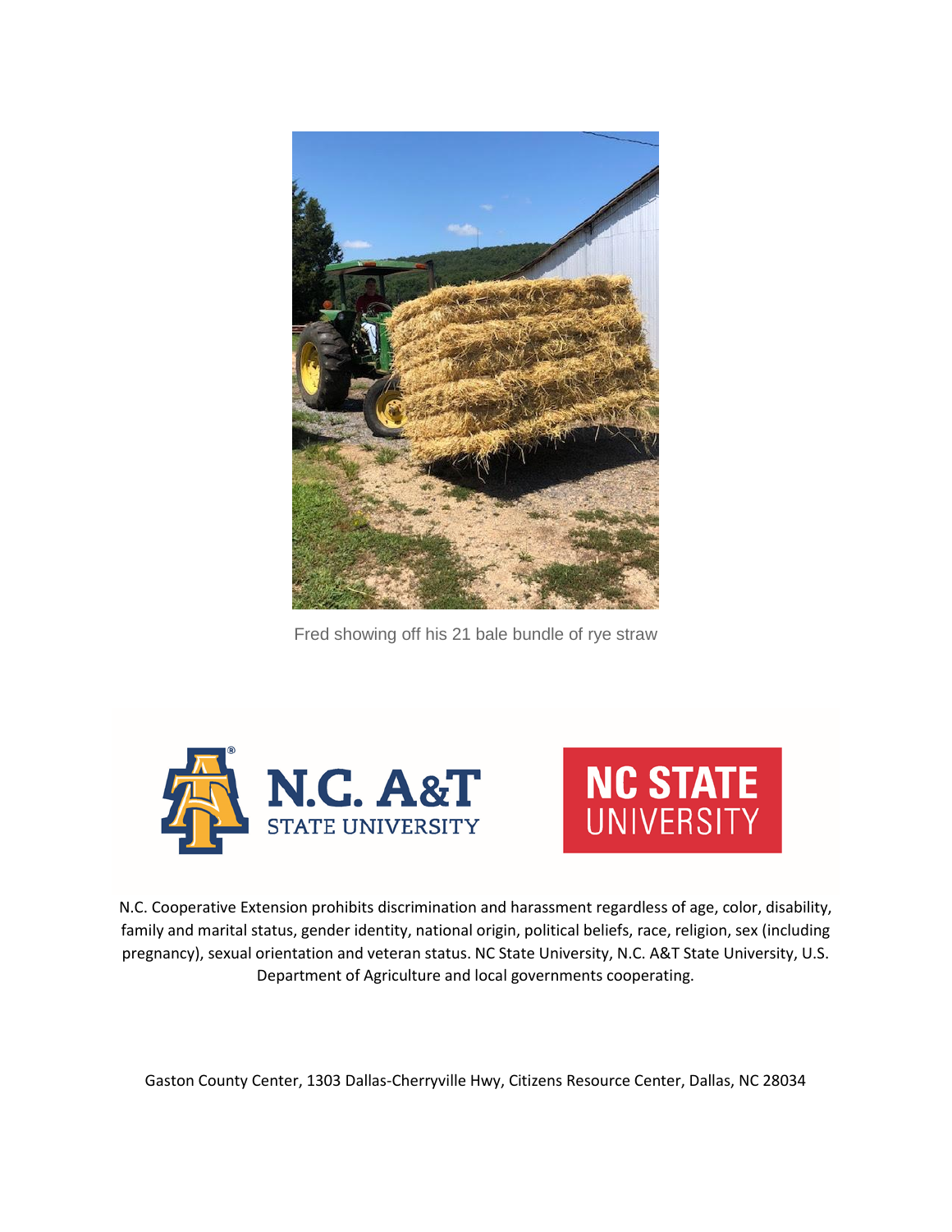Fred showing off his 21 bale bundle of rye straw

N.C. Cooperative Extension prohibits discrimination and harassment regardless of age, color, disability, family and marital status, gender identity, national origin, political beliefs, race, religion, sex (including pregnancy), sexual orientation and veteran status. NC State University, N.C. A&T State University, U.S. Department of Agriculture and local governments cooperating.

Gaston County Center, 1303 Dallas-Cherryville Hwy, Citizens Resource Center, Dallas, NC 28034